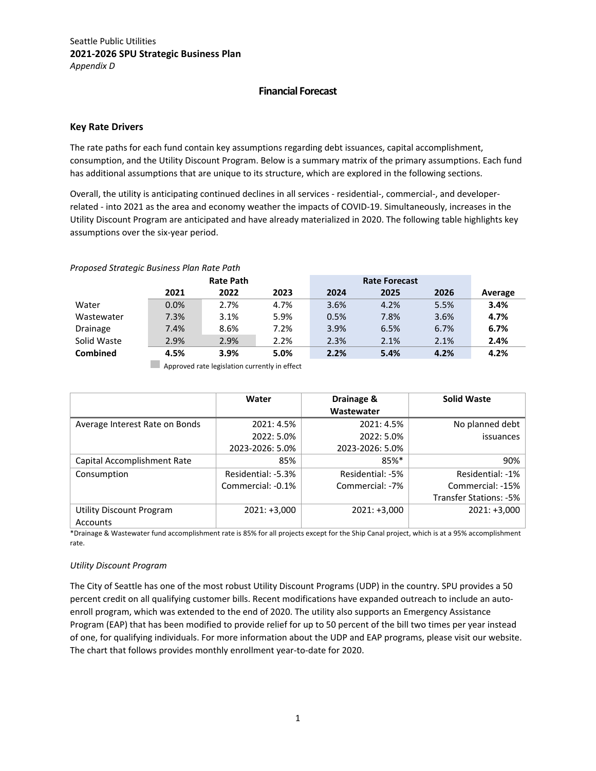Seattle Public Utilities

**2021-2026 SPU Strategic Business Plan**

*Appendix D*

## Financial Forecast

### Key Rate Drivers

The rate paths for each fund contain key assumptions regarding debt issuances, capital accomplishment, consumption, and the Utility Discount Program. Below is a summary matrix of the primary assumptions. Each fund has additional assumptions that are unique to its structure, which are explored in the following sections.

Overall, the utility is anticipating continued declines in all services - residential-, commercial-, and developer-related - into 2021 as the area and economy weather the impacts of COVID-19. Simultaneously, increases in the Utility Discount Program are anticipated and have already materialized in 2020. The following table highlights key assumptions over the six-year period.

*Proposed Strategic Business Plan Rate Path*

| | Rate Path | | | Rate Forecast | | | |
|---|---|---|---|---|---|---|---|
| | 2021 | 2022 | 2023 | 2024 | 2025 | 2026 | Average |
| Water | 0.0% | 2.7% | 4.7% | 3.6% | 4.2% | 5.5% | **3.4%** |
| Wastewater | 7.3% | 3.1% | 5.9% | 0.5% | 7.8% | 3.6% | **4.7%** |
| Drainage | 7.4% | 8.6% | 7.2% | 3.9% | 6.5% | 6.7% | **6.7%** |
| Solid Waste | 2.9% | 2.9% | 2.2% | 2.3% | 2.1% | 2.1% | **2.4%** |
| **Combined** | **4.5%** | **3.9%** | **5.0%** | **2.2%** | **5.4%** | **4.2%** | **4.2%** |

Approved rate legislation currently in effect

| | Water | Drainage & Wastewater | Solid Waste |
|---|---|---|---|
| Average Interest Rate on Bonds | 2021: 4.5%<br>2022: 5.0%<br>2023-2026: 5.0% | 2021: 4.5%<br>2022: 5.0%<br>2023-2026: 5.0% | No planned debt issuances |
| Capital Accomplishment Rate | 85% | 85%* | 90% |
| Consumption | Residential: -5.3%<br>Commercial: -0.1% | Residential: -5%<br>Commercial: -7% | Residential: -1%<br>Commercial: -15%<br>Transfer Stations: -5% |
| Utility Discount Program Accounts | 2021: +3,000 | 2021: +3,000 | 2021: +3,000 |

*Drainage & Wastewater fund accomplishment rate is 85% for all projects except for the Ship Canal project, which is at a 95% accomplishment rate.

*Utility Discount Program*

The City of Seattle has one of the most robust Utility Discount Programs (UDP) in the country. SPU provides a 50 percent credit on all qualifying customer bills. Recent modifications have expanded outreach to include an auto-enroll program, which was extended to the end of 2020. The utility also supports an Emergency Assistance Program (EAP) that has been modified to provide relief for up to 50 percent of the bill two times per year instead of one, for qualifying individuals. For more information about the UDP and EAP programs, please visit our website. The chart that follows provides monthly enrollment year-to-date for 2020.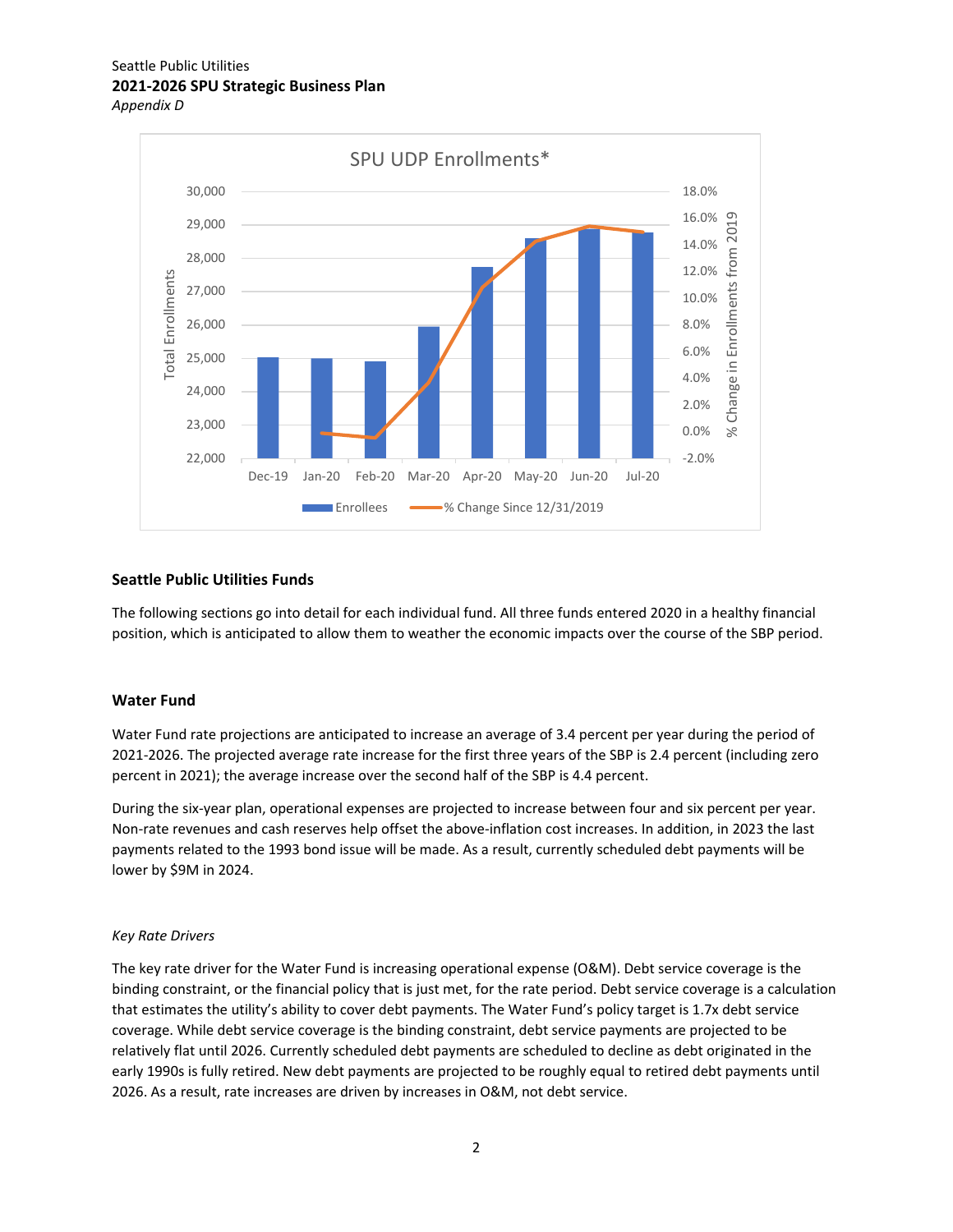## Seattle Public Utilities Funds

The following sections go into detail for each individual fund. All three funds entered 2020 in a healthy financial position, which is anticipated to allow them to weather the economic impacts over the course of the SBP period.

## Water Fund

Water Fund rate projections are anticipated to increase an average of 3.4 percent per year during the period of 2021-2026. The projected average rate increase for the first three years of the SBP is 2.4 percent (including zero percent in 2021); the average increase over the second half of the SBP is 4.4 percent.

During the six-year plan, operational expenses are projected to increase between four and six percent per year. Non-rate revenues and cash reserves help offset the above-inflation cost increases. In addition, in 2023 the last payments related to the 1993 bond issue will be made. As a result, currently scheduled debt payments will be lower by $9M in 2024.

*Key Rate Drivers*

The key rate driver for the Water Fund is increasing operational expense (O&M). Debt service coverage is the binding constraint, or the financial policy that is just met, for the rate period. Debt service coverage is a calculation that estimates the utility's ability to cover debt payments. The Water Fund's policy target is 1.7x debt service coverage. While debt service coverage is the binding constraint, debt service payments are projected to be relatively flat until 2026. Currently scheduled debt payments are scheduled to decline as debt originated in the early 1990s is fully retired. New debt payments are projected to be roughly equal to retired debt payments until 2026. As a result, rate increases are driven by increases in O&M, not debt service.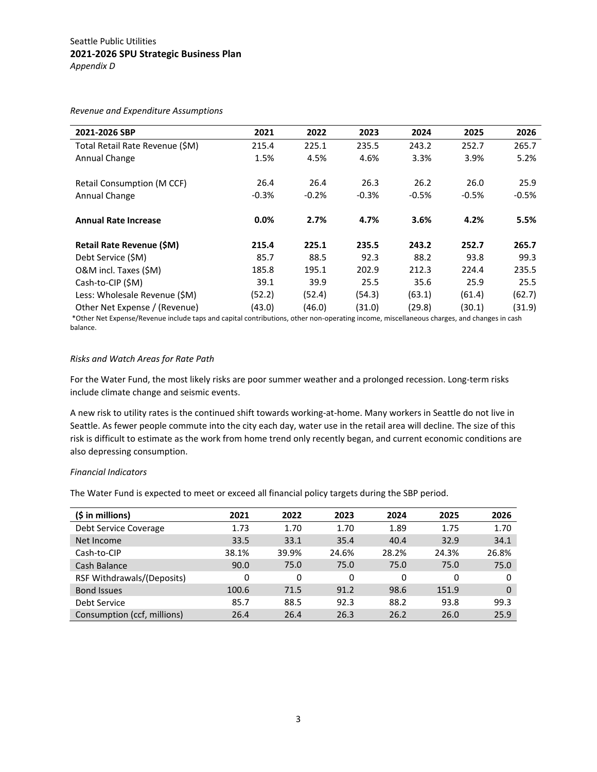Seattle Public Utilities
**2021-2026 SPU Strategic Business Plan**
*Appendix D*

*Revenue and Expenditure Assumptions*

| 2021-2026 SBP | 2021 | 2022 | 2023 | 2024 | 2025 | 2026 |
|---|---|---|---|---|---|---|
| Total Retail Rate Revenue ($M) | 215.4 | 225.1 | 235.5 | 243.2 | 252.7 | 265.7 |
| Annual Change | 1.5% | 4.5% | 4.6% | 3.3% | 3.9% | 5.2% |
| | | | | | | |
| Retail Consumption (M CCF) | 26.4 | 26.4 | 26.3 | 26.2 | 26.0 | 25.9 |
| Annual Change | -0.3% | -0.2% | -0.3% | -0.5% | -0.5% | -0.5% |
| | | | | | | |
| **Annual Rate Increase** | **0.0%** | **2.7%** | **4.7%** | **3.6%** | **4.2%** | **5.5%** |
| | | | | | | |
| **Retail Rate Revenue ($M)** | **215.4** | **225.1** | **235.5** | **243.2** | **252.7** | **265.7** |
| Debt Service ($M) | 85.7 | 88.5 | 92.3 | 88.2 | 93.8 | 99.3 |
| O&M incl. Taxes ($M) | 185.8 | 195.1 | 202.9 | 212.3 | 224.4 | 235.5 |
| Cash-to-CIP ($M) | 39.1 | 39.9 | 25.5 | 35.6 | 25.9 | 25.5 |
| Less: Wholesale Revenue ($M) | (52.2) | (52.4) | (54.3) | (63.1) | (61.4) | (62.7) |
| Other Net Expense / (Revenue) | (43.0) | (46.0) | (31.0) | (29.8) | (30.1) | (31.9) |

*Other Net Expense/Revenue include taps and capital contributions, other non-operating income, miscellaneous charges, and changes in cash balance.

*Risks and Watch Areas for Rate Path*

For the Water Fund, the most likely risks are poor summer weather and a prolonged recession. Long-term risks include climate change and seismic events.

A new risk to utility rates is the continued shift towards working-at-home. Many workers in Seattle do not live in Seattle. As fewer people commute into the city each day, water use in the retail area will decline. The size of this risk is difficult to estimate as the work from home trend only recently began, and current economic conditions are also depressing consumption.

*Financial Indicators*

The Water Fund is expected to meet or exceed all financial policy targets during the SBP period.

| ($ in millions) | 2021 | 2022 | 2023 | 2024 | 2025 | 2026 |
|---|---|---|---|---|---|---|
| Debt Service Coverage | 1.73 | 1.70 | 1.70 | 1.89 | 1.75 | 1.70 |
| Net Income | 33.5 | 33.1 | 35.4 | 40.4 | 32.9 | 34.1 |
| Cash-to-CIP | 38.1% | 39.9% | 24.6% | 28.2% | 24.3% | 26.8% |
| Cash Balance | 90.0 | 75.0 | 75.0 | 75.0 | 75.0 | 75.0 |
| RSF Withdrawals/(Deposits) | 0 | 0 | 0 | 0 | 0 | 0 |
| Bond Issues | 100.6 | 71.5 | 91.2 | 98.6 | 151.9 | 0 |
| Debt Service | 85.7 | 88.5 | 92.3 | 88.2 | 93.8 | 99.3 |
| Consumption (ccf, millions) | 26.4 | 26.4 | 26.3 | 26.2 | 26.0 | 25.9 |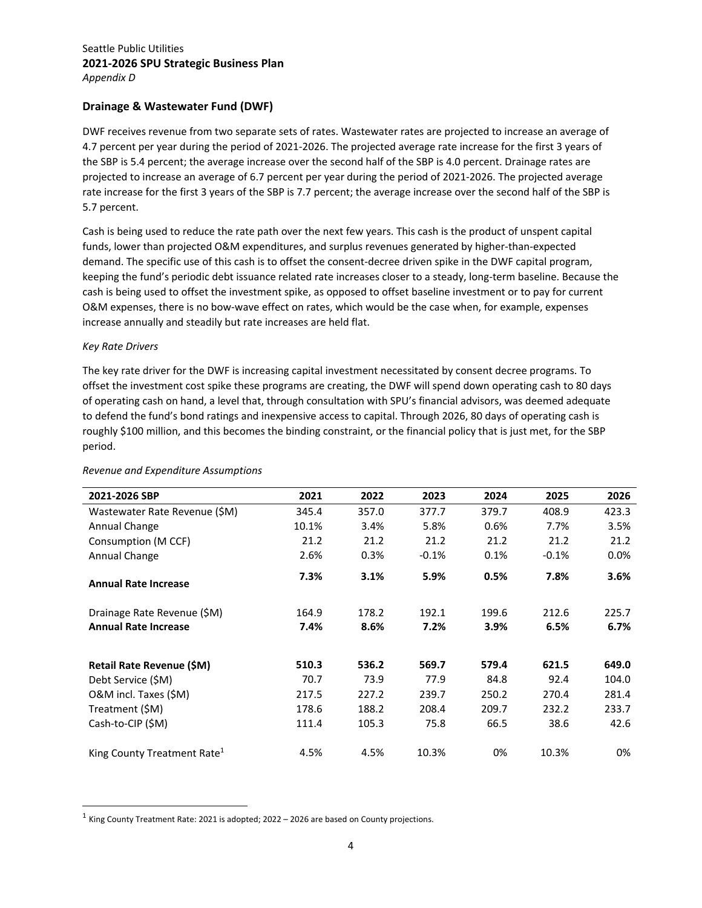Seattle Public Utilities
**2021-2026 SPU Strategic Business Plan**
*Appendix D*

### Drainage & Wastewater Fund (DWF)

DWF receives revenue from two separate sets of rates. Wastewater rates are projected to increase an average of 4.7 percent per year during the period of 2021-2026. The projected average rate increase for the first 3 years of the SBP is 5.4 percent; the average increase over the second half of the SBP is 4.0 percent. Drainage rates are projected to increase an average of 6.7 percent per year during the period of 2021-2026. The projected average rate increase for the first 3 years of the SBP is 7.7 percent; the average increase over the second half of the SBP is 5.7 percent.

Cash is being used to reduce the rate path over the next few years. This cash is the product of unspent capital funds, lower than projected O&M expenditures, and surplus revenues generated by higher-than-expected demand. The specific use of this cash is to offset the consent-decree driven spike in the DWF capital program, keeping the fund's periodic debt issuance related rate increases closer to a steady, long-term baseline. Because the cash is being used to offset the investment spike, as opposed to offset baseline investment or to pay for current O&M expenses, there is no bow-wave effect on rates, which would be the case when, for example, expenses increase annually and steadily but rate increases are held flat.

*Key Rate Drivers*

The key rate driver for the DWF is increasing capital investment necessitated by consent decree programs. To offset the investment cost spike these programs are creating, the DWF will spend down operating cash to 80 days of operating cash on hand, a level that, through consultation with SPU's financial advisors, was deemed adequate to defend the fund's bond ratings and inexpensive access to capital. Through 2026, 80 days of operating cash is roughly $100 million, and this becomes the binding constraint, or the financial policy that is just met, for the SBP period.

*Revenue and Expenditure Assumptions*

| 2021-2026 SBP | 2021 | 2022 | 2023 | 2024 | 2025 | 2026 |
|---|---|---|---|---|---|---|
| Wastewater Rate Revenue ($M) | 345.4 | 357.0 | 377.7 | 379.7 | 408.9 | 423.3 |
| Annual Change | 10.1% | 3.4% | 5.8% | 0.6% | 7.7% | 3.5% |
| Consumption (M CCF) | 21.2 | 21.2 | 21.2 | 21.2 | 21.2 | 21.2 |
| Annual Change | 2.6% | 0.3% | -0.1% | 0.1% | -0.1% | 0.0% |
| **Annual Rate Increase** | **7.3%** | **3.1%** | **5.9%** | **0.5%** | **7.8%** | **3.6%** |
| | | | | | | |
| Drainage Rate Revenue ($M) | 164.9 | 178.2 | 192.1 | 199.6 | 212.6 | 225.7 |
| **Annual Rate Increase** | **7.4%** | **8.6%** | **7.2%** | **3.9%** | **6.5%** | **6.7%** |
| | | | | | | |
| **Retail Rate Revenue ($M)** | **510.3** | **536.2** | **569.7** | **579.4** | **621.5** | **649.0** |
| Debt Service ($M) | 70.7 | 73.9 | 77.9 | 84.8 | 92.4 | 104.0 |
| O&M incl. Taxes ($M) | 217.5 | 227.2 | 239.7 | 250.2 | 270.4 | 281.4 |
| Treatment ($M) | 178.6 | 188.2 | 208.4 | 209.7 | 232.2 | 233.7 |
| Cash-to-CIP ($M) | 111.4 | 105.3 | 75.8 | 66.5 | 38.6 | 42.6 |
| | | | | | | |
| King County Treatment Rate[1] | 4.5% | 4.5% | 10.3% | 0% | 10.3% | 0% |

[1] King County Treatment Rate: 2021 is adopted; 2022 – 2026 are based on County projections.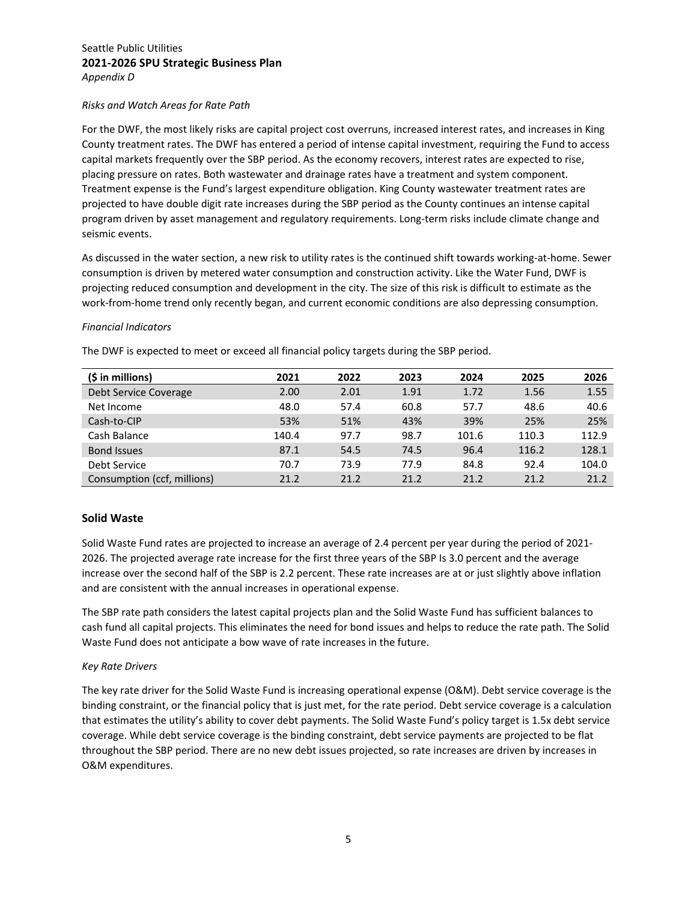*Risks and Watch Areas for Rate Path*

For the DWF, the most likely risks are capital project cost overruns, increased interest rates, and increases in King County treatment rates. The DWF has entered a period of intense capital investment, requiring the Fund to access capital markets frequently over the SBP period. As the economy recovers, interest rates are expected to rise, placing pressure on rates. Both wastewater and drainage rates have a treatment and system component. Treatment expense is the Fund's largest expenditure obligation. King County wastewater treatment rates are projected to have double digit rate increases during the SBP period as the County continues an intense capital program driven by asset management and regulatory requirements. Long-term risks include climate change and seismic events.

As discussed in the water section, a new risk to utility rates is the continued shift towards working-at-home. Sewer consumption is driven by metered water consumption and construction activity. Like the Water Fund, DWF is projecting reduced consumption and development in the city. The size of this risk is difficult to estimate as the work-from-home trend only recently began, and current economic conditions are also depressing consumption.

*Financial Indicators*

The DWF is expected to meet or exceed all financial policy targets during the SBP period.

| ($ in millions) | 2021 | 2022 | 2023 | 2024 | 2025 | 2026 |
|---|---|---|---|---|---|---|
| Debt Service Coverage | 2.00 | 2.01 | 1.91 | 1.72 | 1.56 | 1.55 |
| Net Income | 48.0 | 57.4 | 60.8 | 57.7 | 48.6 | 40.6 |
| Cash-to-CIP | 53% | 51% | 43% | 39% | 25% | 25% |
| Cash Balance | 140.4 | 97.7 | 98.7 | 101.6 | 110.3 | 112.9 |
| Bond Issues | 87.1 | 54.5 | 74.5 | 96.4 | 116.2 | 128.1 |
| Debt Service | 70.7 | 73.9 | 77.9 | 84.8 | 92.4 | 104.0 |
| Consumption (ccf, millions) | 21.2 | 21.2 | 21.2 | 21.2 | 21.2 | 21.2 |

## Solid Waste

Solid Waste Fund rates are projected to increase an average of 2.4 percent per year during the period of 2021-2026. The projected average rate increase for the first three years of the SBP Is 3.0 percent and the average increase over the second half of the SBP is 2.2 percent. These rate increases are at or just slightly above inflation and are consistent with the annual increases in operational expense.

The SBP rate path considers the latest capital projects plan and the Solid Waste Fund has sufficient balances to cash fund all capital projects. This eliminates the need for bond issues and helps to reduce the rate path. The Solid Waste Fund does not anticipate a bow wave of rate increases in the future.

*Key Rate Drivers*

The key rate driver for the Solid Waste Fund is increasing operational expense (O&M). Debt service coverage is the binding constraint, or the financial policy that is just met, for the rate period. Debt service coverage is a calculation that estimates the utility's ability to cover debt payments. The Solid Waste Fund's policy target is 1.5x debt service coverage. While debt service coverage is the binding constraint, debt service payments are projected to be flat throughout the SBP period. There are no new debt issues projected, so rate increases are driven by increases in O&M expenditures.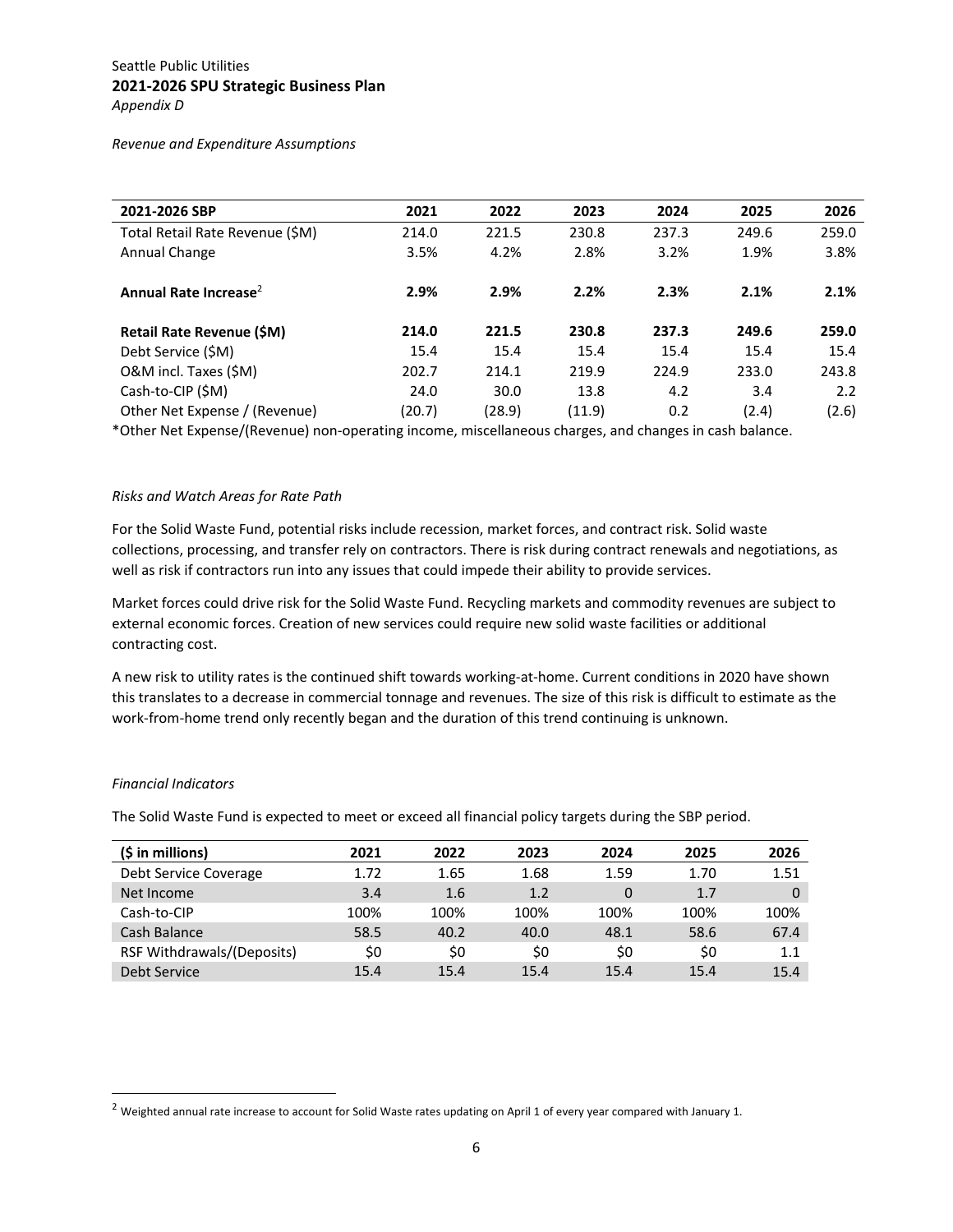Seattle Public Utilities
**2021-2026 SPU Strategic Business Plan**
*Appendix D*

*Revenue and Expenditure Assumptions*

| 2021-2026 SBP | 2021 | 2022 | 2023 | 2024 | 2025 | 2026 |
|---|---|---|---|---|---|---|
| Total Retail Rate Revenue ($M) | 214.0 | 221.5 | 230.8 | 237.3 | 249.6 | 259.0 |
| Annual Change | 3.5% | 4.2% | 2.8% | 3.2% | 1.9% | 3.8% |
| | | | | | | |
| **Annual Rate Increase[2]** | **2.9%** | **2.9%** | **2.2%** | **2.3%** | **2.1%** | **2.1%** |
| | | | | | | |
| **Retail Rate Revenue ($M)** | **214.0** | **221.5** | **230.8** | **237.3** | **249.6** | **259.0** |
| Debt Service ($M) | 15.4 | 15.4 | 15.4 | 15.4 | 15.4 | 15.4 |
| O&M incl. Taxes ($M) | 202.7 | 214.1 | 219.9 | 224.9 | 233.0 | 243.8 |
| Cash-to-CIP ($M) | 24.0 | 30.0 | 13.8 | 4.2 | 3.4 | 2.2 |
| Other Net Expense / (Revenue) | (20.7) | (28.9) | (11.9) | 0.2 | (2.4) | (2.6) |

*Other Net Expense/(Revenue) non-operating income, miscellaneous charges, and changes in cash balance.

*Risks and Watch Areas for Rate Path*

For the Solid Waste Fund, potential risks include recession, market forces, and contract risk. Solid waste collections, processing, and transfer rely on contractors. There is risk during contract renewals and negotiations, as well as risk if contractors run into any issues that could impede their ability to provide services.

Market forces could drive risk for the Solid Waste Fund. Recycling markets and commodity revenues are subject to external economic forces. Creation of new services could require new solid waste facilities or additional contracting cost.

A new risk to utility rates is the continued shift towards working-at-home. Current conditions in 2020 have shown this translates to a decrease in commercial tonnage and revenues. The size of this risk is difficult to estimate as the work-from-home trend only recently began and the duration of this trend continuing is unknown.

*Financial Indicators*

The Solid Waste Fund is expected to meet or exceed all financial policy targets during the SBP period.

| ($ in millions) | 2021 | 2022 | 2023 | 2024 | 2025 | 2026 |
|---|---|---|---|---|---|---|
| Debt Service Coverage | 1.72 | 1.65 | 1.68 | 1.59 | 1.70 | 1.51 |
| Net Income | 3.4 | 1.6 | 1.2 | 0 | 1.7 | 0 |
| Cash-to-CIP | 100% | 100% | 100% | 100% | 100% | 100% |
| Cash Balance | 58.5 | 40.2 | 40.0 | 48.1 | 58.6 | 67.4 |
| RSF Withdrawals/(Deposits) | $0 | $0 | $0 | $0 | $0 | 1.1 |
| Debt Service | 15.4 | 15.4 | 15.4 | 15.4 | 15.4 | 15.4 |

[2] Weighted annual rate increase to account for Solid Waste rates updating on April 1 of every year compared with January 1.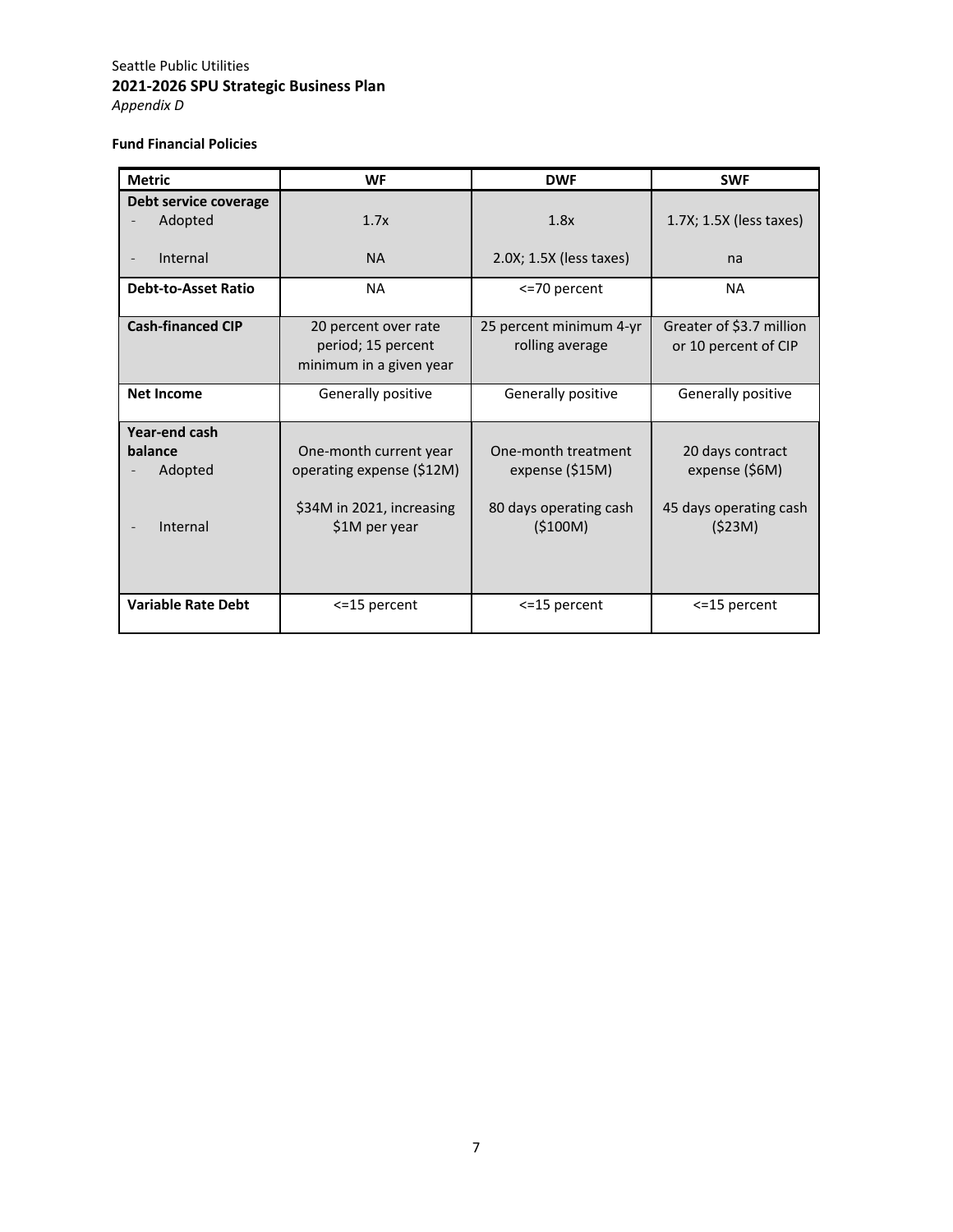Seattle Public Utilities
**2021-2026 SPU Strategic Business Plan**
*Appendix D*

**Fund Financial Policies**

| Metric | WF | DWF | SWF |
|---|---|---|---|
| **Debt service coverage** | | | |
| - Adopted | 1.7x | 1.8x | 1.7X; 1.5X (less taxes) |
| - Internal | NA | 2.0X; 1.5X (less taxes) | na |
| **Debt-to-Asset Ratio** | NA | <=70 percent | NA |
| **Cash-financed CIP** | 20 percent over rate period; 15 percent minimum in a given year | 25 percent minimum 4-yr rolling average | Greater of $3.7 million or 10 percent of CIP |
| **Net Income** | Generally positive | Generally positive | Generally positive |
| **Year-end cash balance** | | | |
| - Adopted | One-month current year operating expense ($12M) | One-month treatment expense ($15M) | 20 days contract expense ($6M) |
| - Internal | $34M in 2021, increasing $1M per year | 80 days operating cash ($100M) | 45 days operating cash ($23M) |
| **Variable Rate Debt** | <=15 percent | <=15 percent | <=15 percent |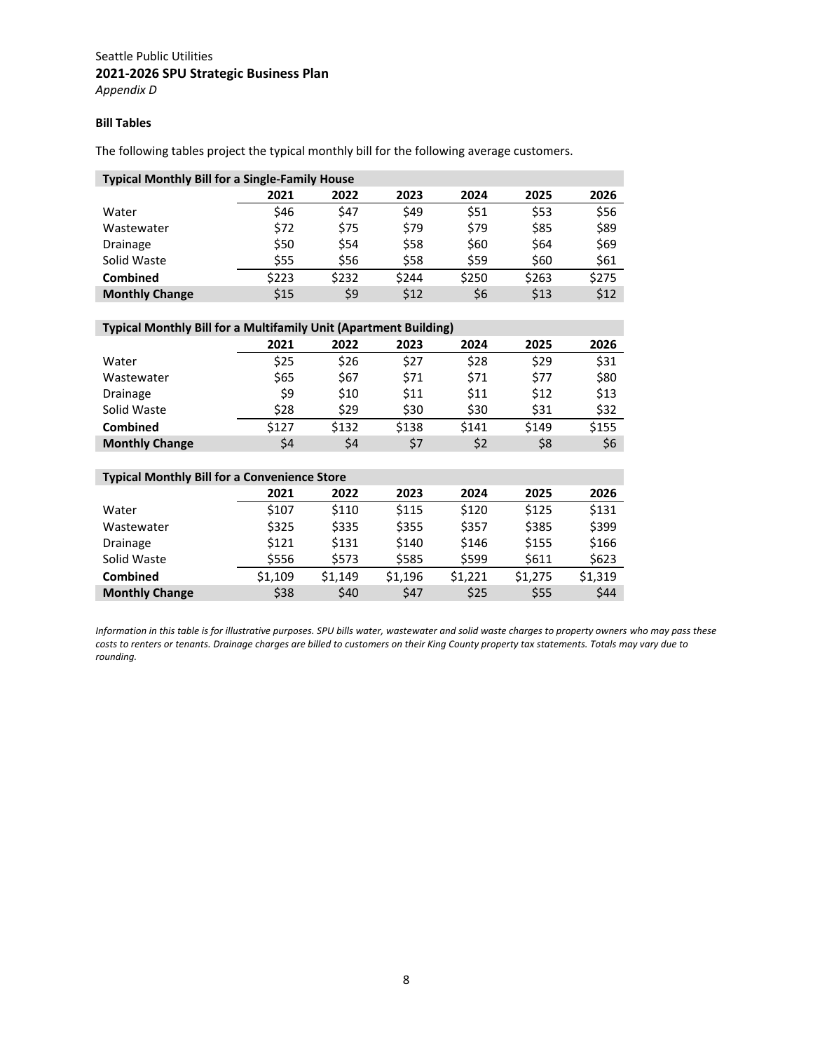Seattle Public Utilities
**2021-2026 SPU Strategic Business Plan**
*Appendix D*

**Bill Tables**

The following tables project the typical monthly bill for the following average customers.

| **Typical Monthly Bill for a Single-Family House** | | | | | | |
|---|---|---|---|---|---|---|
| | **2021** | **2022** | **2023** | **2024** | **2025** | **2026** |
| Water | $46 | $47 | $49 | $51 | $53 | $56 |
| Wastewater | $72 | $75 | $79 | $79 | $85 | $89 |
| Drainage | $50 | $54 | $58 | $60 | $64 | $69 |
| Solid Waste | $55 | $56 | $58 | $59 | $60 | $61 |
| **Combined** | $223 | $232 | $244 | $250 | $263 | $275 |
| **Monthly Change** | $15 | $9 | $12 | $6 | $13 | $12 |

| **Typical Monthly Bill for a Multifamily Unit (Apartment Building)** | | | | | | |
|---|---|---|---|---|---|---|
| | **2021** | **2022** | **2023** | **2024** | **2025** | **2026** |
| Water | $25 | $26 | $27 | $28 | $29 | $31 |
| Wastewater | $65 | $67 | $71 | $71 | $77 | $80 |
| Drainage | $9 | $10 | $11 | $11 | $12 | $13 |
| Solid Waste | $28 | $29 | $30 | $30 | $31 | $32 |
| **Combined** | $127 | $132 | $138 | $141 | $149 | $155 |
| **Monthly Change** | $4 | $4 | $7 | $2 | $8 | $6 |

| **Typical Monthly Bill for a Convenience Store** | | | | | | |
|---|---|---|---|---|---|---|
| | **2021** | **2022** | **2023** | **2024** | **2025** | **2026** |
| Water | $107 | $110 | $115 | $120 | $125 | $131 |
| Wastewater | $325 | $335 | $355 | $357 | $385 | $399 |
| Drainage | $121 | $131 | $140 | $146 | $155 | $166 |
| Solid Waste | $556 | $573 | $585 | $599 | $611 | $623 |
| **Combined** | $1,109 | $1,149 | $1,196 | $1,221 | $1,275 | $1,319 |
| **Monthly Change** | $38 | $40 | $47 | $25 | $55 | $44 |

*Information in this table is for illustrative purposes. SPU bills water, wastewater and solid waste charges to property owners who may pass these costs to renters or tenants. Drainage charges are billed to customers on their King County property tax statements. Totals may vary due to rounding.*